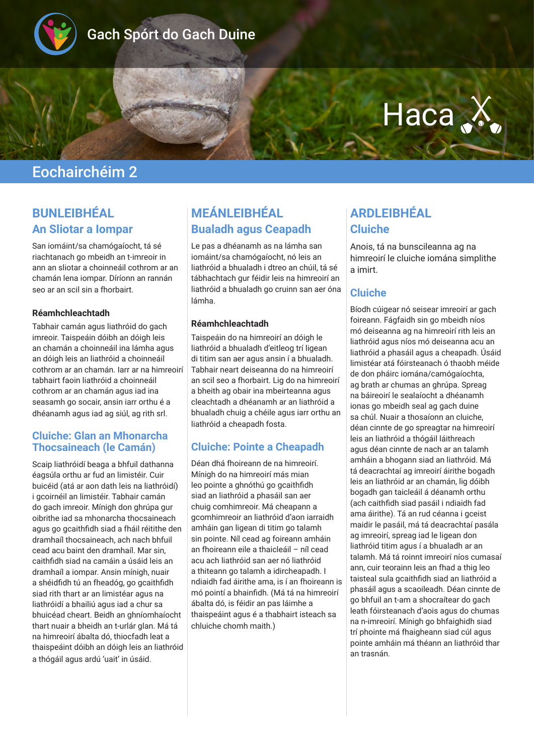Gach Spórt do Gach Duine

# Haca

## Eochairchéim 2

### BUNLEIBHÉAL
### An Sliotar a Iompar

San iomáint/sa chamógaíocht, tá sé riachtanach go mbeidh an t-imreoir in ann an sliotar a choinneáil cothrom ar an chamán lena iompar. Díríonn an rannán seo ar an scil sin a fhorbairt.

**Réamhchleachtadh**

Tabhair camán agus liathróid do gach imreoir. Taispeáin dóibh an dóigh leis an chamán a choinneáil ina lámha agus an dóigh leis an liathróid a choinneáil cothrom ar an chamán. Iarr ar na himreoirí tabhairt faoin liathróid a choinneáil cothrom ar an chamán agus iad ina seasamh go socair, ansin iarr orthu é a dhéanamh agus iad ag siúl, ag rith srl.

### Cluiche: Glan an Mhonarcha Thocsaineach (le Camán)

Scaip liathróidí beaga a bhfuil dathanna éagsúla orthu ar fud an limistéir. Cuir buicéid (atá ar aon dath leis na liathróidí) i gcoirnéil an limistéir. Tabhair camán do gach imreoir. Mínigh don ghrúpa gur oibrithe iad sa mhonarcha thocsaineach agus go gcaithfidh siad a fháil réitithe den dramhaíl thocsaineach, ach nach bhfuil cead acu baint den dramhaíl. Mar sin, caithfidh siad na camáin a úsáid leis an dramhaíl a iompar. Ansin mínigh, nuair a shéidfidh tú an fheadóg, go gcaithfidh siad rith thart ar an limistéar agus na liathróidí a bhailiú agus iad a chur sa bhuicéad cheart. Beidh an ghníomhaíocht thart nuair a bheidh an t-urlár glan. Má tá na himreoirí ábalta dó, thiocfadh leat a thaispeáint dóibh an dóigh leis an liathróid a thógáil agus ardú ‘uait’ in úsáid.

### MEÁNLEIBHÉAL
### Bualadh agus Ceapadh

Le pas a dhéanamh as na lámha san iomáint/sa chamógaíocht, nó leis an liathróid a bhualadh i dtreo an chúil, tá sé tábhachtach gur féidir leis na himreoirí an liathróid a bhualadh go cruinn san aer óna lámha.

**Réamhchleachtadh**

Taispeáin do na himreoirí an dóigh le liathróid a bhualadh d’eitleog trí ligean di titim san aer agus ansin í a bhualadh. Tabhair neart deiseanna do na himreoirí an scil seo a fhorbairt. Lig do na himreoirí a bheith ag obair ina mbeirteanna agus cleachtadh a dhéanamh ar an liathróid a bhualadh chuig a chéile agus iarr orthu an liathróid a cheapadh fosta.

### Cluiche: Pointe a Cheapadh

Déan dhá fhoireann de na himreoirí. Mínigh do na himreoirí más mian leo pointe a ghnóthú go gcaithfidh siad an liathróid a phasáil san aer chuig comhimreoir. Má cheapann a gcomhimreoir an liathróid d’aon iarraidh amháin gan ligean di titim go talamh sin pointe. Níl cead ag foireann amháin an fhoireann eile a thaicleáil – níl cead acu ach liathróid san aer nó liathróid a thiteann go talamh a idircheapadh. I ndiaidh fad áirithe ama, is í an fhoireann is mó pointí a bhainfidh. (Má tá na himreoirí ábalta dó, is féidir an pas láimhe a thaispeáint agus é a thabhairt isteach sa chluiche chomh maith.)

### ARDLEIBHÉAL
### Cluiche

Anois, tá na bunscileanna ag na himreoirí le cluiche iomána simplithe a imirt.

### Cluiche

Bíodh cúigear nó seisear imreoirí ar gach foireann. Fágfaidh sin go mbeidh níos mó deiseanna ag na himreoirí rith leis an liathróid agus níos mó deiseanna acu an liathróid a phasáil agus a cheapadh. Úsáid limistéar atá fóirsteanach ó thaobh méide de don pháirc iomána/camógaíochta, ag brath ar chumas an ghrúpa. Spreag na báireoirí le sealaíocht a dhéanamh ionas go mbeidh seal ag gach duine sa chúl. Nuair a thosaíonn an cluiche, déan cinnte de go spreagtar na himreoirí leis an liathróid a thógáil láithreach agus déan cinnte de nach ar an talamh amháin a bhogann siad an liathróid. Má tá deacrachtaí ag imreoirí áirithe bogadh leis an liathróid ar an chamán, lig dóibh bogadh gan taicleáil á déanamh orthu (ach caithfidh siad pasáil i ndiaidh fad ama áirithe). Tá an rud céanna i gceist maidir le pasáil, má tá deacrachtaí pasála ag imreoirí, spreag iad le ligean don liathróid titim agus í a bhualadh ar an talamh. Má tá roinnt imreoirí níos cumasaí ann, cuir teorainn leis an fhad a thig leo taisteal sula gcaithfidh siad an liathróid a phasáil agus a scaoileadh. Déan cinnte de go bhfuil an t-am a shocraítear do gach leath fóirsteanach d’aois agus do chumas na n-imreoirí. Mínigh go bhfaighidh siad trí phointe má fhaigheann siad cúl agus pointe amháin má théann an liathróid thar an trasnán.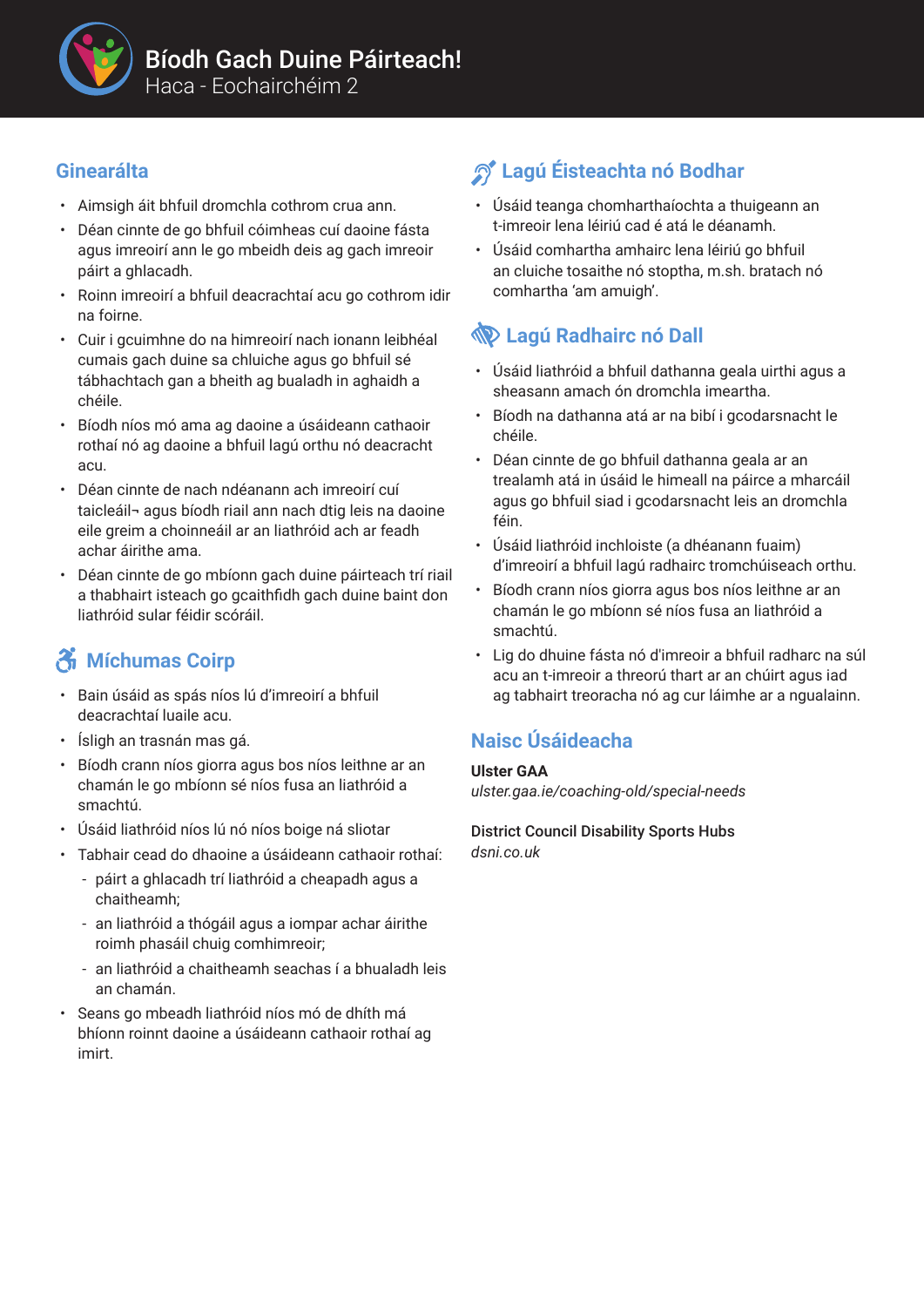# Bíodh Gach Duine Páirteach!

Haca - Eochairchéim 2

## Ginearálta

- Aimsigh áit bhfuil dromchla cothrom crua ann.
- Déan cinnte de go bhfuil cóimheas cuí daoine fásta agus imreoirí ann le go mbeidh deis ag gach imreoir páirt a ghlacadh.
- Roinn imreoirí a bhfuil deacrachtaí acu go cothrom idir na foirne.
- Cuir i gcuimhne do na himreoirí nach ionann leibhéal cumais gach duine sa chluiche agus go bhfuil sé tábhachtach gan a bheith ag bualadh in aghaidh a chéile.
- Bíodh níos mó ama ag daoine a úsáideann cathaoir rothaí nó ag daoine a bhfuil lagú orthu nó deacracht acu.
- Déan cinnte de nach ndéanann ach imreoirí cuí taicleáil¬ agus bíodh riail ann nach dtig leis na daoine eile greim a choinneáil ar an liathróid ach ar feadh achar áirithe ama.
- Déan cinnte de go mbíonn gach duine páirteach trí riail a thabhairt isteach go gcaithfidh gach duine baint don liathróid sular féidir scóráil.

## Míchumas Coirp

- Bain úsáid as spás níos lú d'imreoirí a bhfuil deacrachtaí luaile acu.
- Ísligh an trasnán mas gá.
- Bíodh crann níos giorra agus bos níos leithne ar an chamán le go mbíonn sé níos fusa an liathróid a smachtú.
- Úsáid liathróid níos lú nó níos boige ná sliotar
- Tabhair cead do dhaoine a úsáideann cathaoir rothaí:
  - páirt a ghlacadh trí liathróid a cheapadh agus a chaitheamh;
  - an liathróid a thógáil agus a iompar achar áirithe roimh phasáil chuig comhimreoir;
  - an liathróid a chaitheamh seachas í a bhualadh leis an chamán.
- Seans go mbeadh liathróid níos mó de dhíth má bhíonn roinnt daoine a úsáideann cathaoir rothaí ag imirt.

## Lagú Éisteachta nó Bodhar

- Úsáid teanga chomharthaíochta a thuigeann an t-imreoir lena léiriú cad é atá le déanamh.
- Úsáid comhartha amhairc lena léiriú go bhfuil an cluiche tosaithe nó stoptha, m.sh. bratach nó comhartha 'am amuigh'.

## Lagú Radhairc nó Dall

- Úsáid liathróid a bhfuil dathanna geala uirthi agus a sheasann amach ón dromchla imeartha.
- Bíodh na dathanna atá ar na bibí i gcodarsnacht le chéile.
- Déan cinnte de go bhfuil dathanna geala ar an trealamh atá in úsáid le himeall na páirce a mharcáil agus go bhfuil siad i gcodarsnacht leis an dromchla féin.
- Úsáid liathróid inchloiste (a dhéanann fuaim) d'imreoirí a bhfuil lagú radhairc tromchúiseach orthu.
- Bíodh crann níos giorra agus bos níos leithne ar an chamán le go mbíonn sé níos fusa an liathróid a smachtú.
- Lig do dhuine fásta nó d'imreoir a bhfuil radharc na súl acu an t-imreoir a threorú thart ar an chúirt agus iad ag tabhairt treoracha nó ag cur láimhe ar a ngualainn.

## Naisc Úsáideacha

**Ulster GAA**
*ulster.gaa.ie/coaching-old/special-needs*

**District Council Disability Sports Hubs**
*dsni.co.uk*